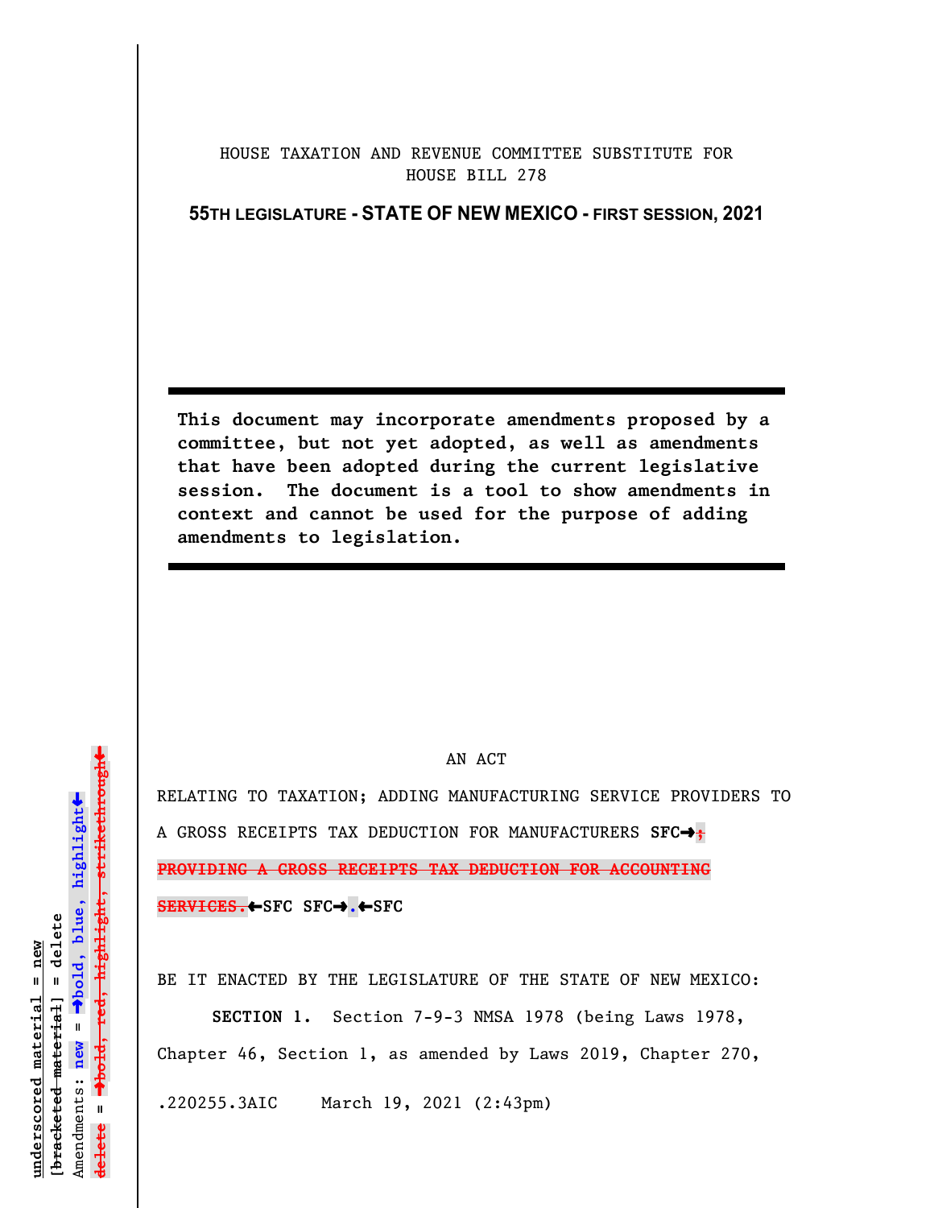HOUSE TAXATION AND REVENUE COMMITTEE SUBSTITUTE FOR HOUSE BILL 278

**55TH LEGISLATURE - STATE OF NEW MEXICO - FIRST SESSION, 2021**

**This document may incorporate amendments proposed by a committee, but not yet adopted, as well as amendments that have been adopted during the current legislative session. The document is a tool to show amendments in context and cannot be used for the purpose of adding amendments to legislation.**

AN ACT

RELATING TO TAXATION; ADDING MANUFACTURING SERVICE PROVIDERS TO A GROSS RECEIPTS TAX DEDUCTION FOR MANUFACTURERS **SFC→**~~; PROVIDING A GROSS RECEIPTS TAX DEDUCTION FOR ACCOUNTING SERVICES.~~**←SFC SFC→**.**←SFC**

BE IT ENACTED BY THE LEGISLATURE OF THE STATE OF NEW MEXICO:

**SECTION 1.** Section 7-9-3 NMSA 1978 (being Laws 1978, Chapter 46, Section 1, as amended by Laws 2019, Chapter 270,

.220255.3AIC March 19, 2021 (2:43pm)

underscored material = new
[bracketed material] = delete
Amendments: new = →bold, blue, highlight←
delete = →bold, red, highlight, strikethrough←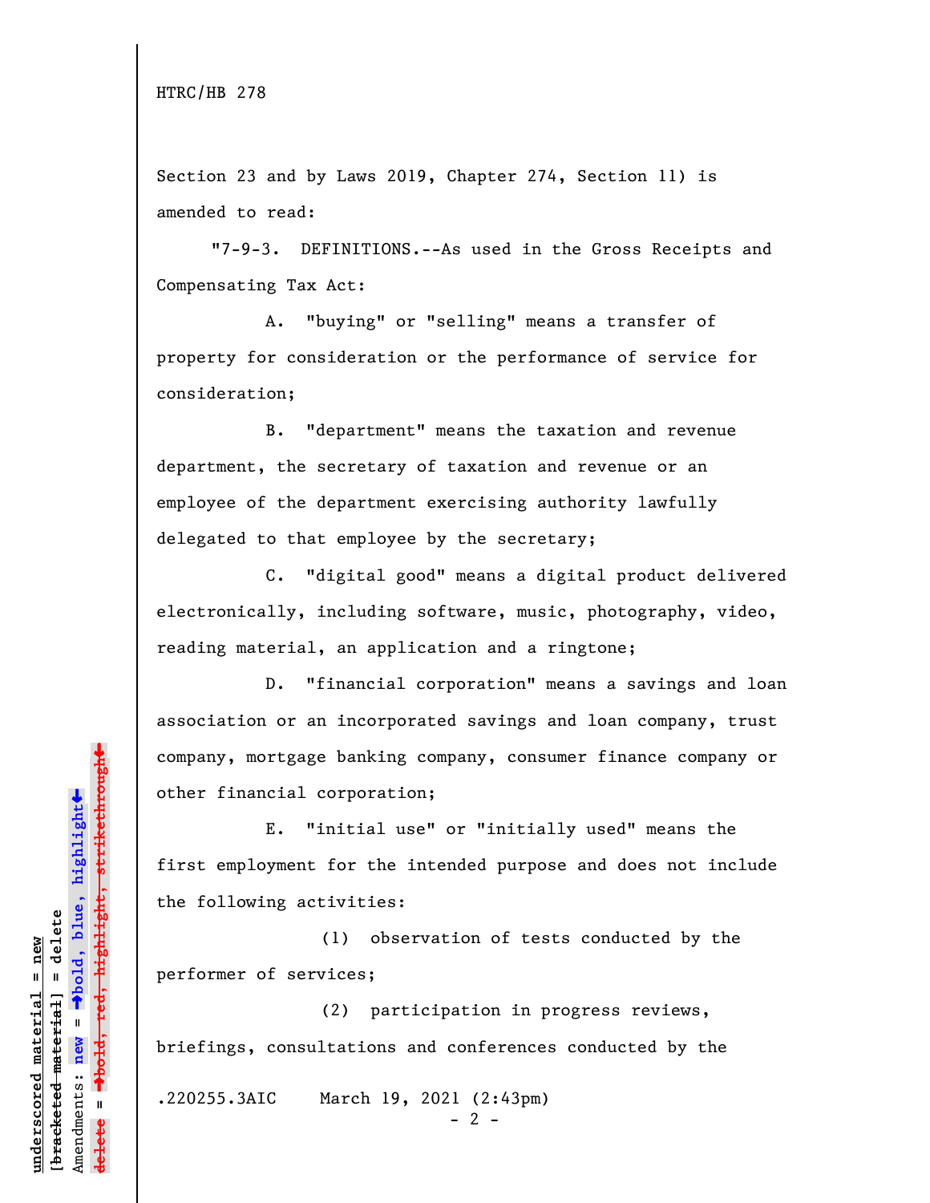Section 23 and by Laws 2019, Chapter 274, Section 11) is amended to read:

"7-9-3. DEFINITIONS.--As used in the Gross Receipts and Compensating Tax Act:

A. "buying" or "selling" means a transfer of property for consideration or the performance of service for consideration;

B. "department" means the taxation and revenue department, the secretary of taxation and revenue or an employee of the department exercising authority lawfully delegated to that employee by the secretary;

C. "digital good" means a digital product delivered electronically, including software, music, photography, video, reading material, an application and a ringtone;

D. "financial corporation" means a savings and loan association or an incorporated savings and loan company, trust company, mortgage banking company, consumer finance company or other financial corporation;

E. "initial use" or "initially used" means the first employment for the intended purpose and does not include the following activities:

(1) observation of tests conducted by the performer of services;

(2) participation in progress reviews, briefings, consultations and conferences conducted by the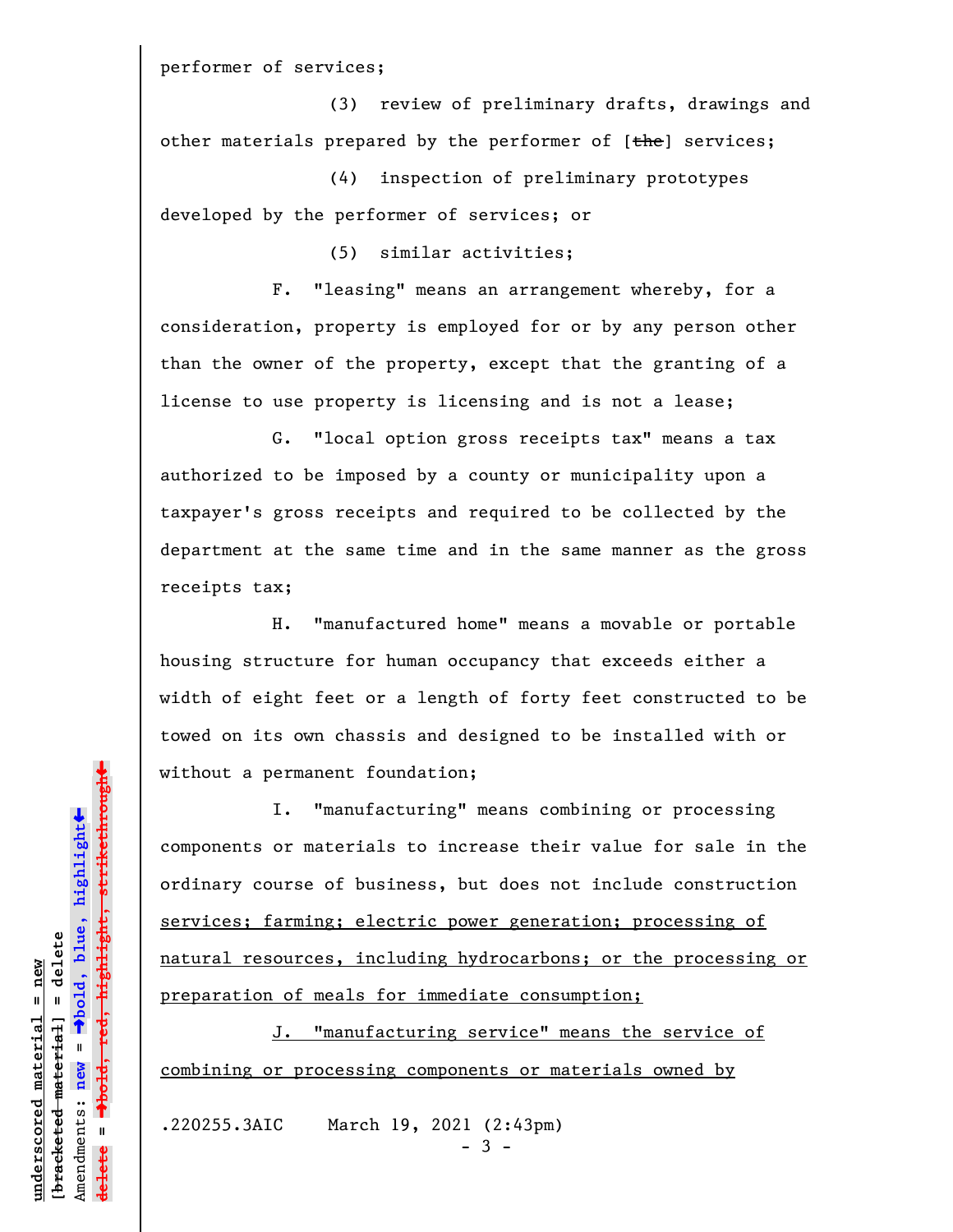performer of services;

(3) review of preliminary drafts, drawings and other materials prepared by the performer of [~~the~~] services;

(4) inspection of preliminary prototypes developed by the performer of services; or

(5) similar activities;

F. "leasing" means an arrangement whereby, for a consideration, property is employed for or by any person other than the owner of the property, except that the granting of a license to use property is licensing and is not a lease;

G. "local option gross receipts tax" means a tax authorized to be imposed by a county or municipality upon a taxpayer's gross receipts and required to be collected by the department at the same time and in the same manner as the gross receipts tax;

H. "manufactured home" means a movable or portable housing structure for human occupancy that exceeds either a width of eight feet or a length of forty feet constructed to be towed on its own chassis and designed to be installed with or without a permanent foundation;

I. "manufacturing" means combining or processing components or materials to increase their value for sale in the ordinary course of business, but does not include construction <u>services; farming; electric power generation; processing of natural resources, including hydrocarbons; or the processing or preparation of meals for immediate consumption;</u>

<u>J. "manufacturing service" means the service of combining or processing components or materials owned by</u>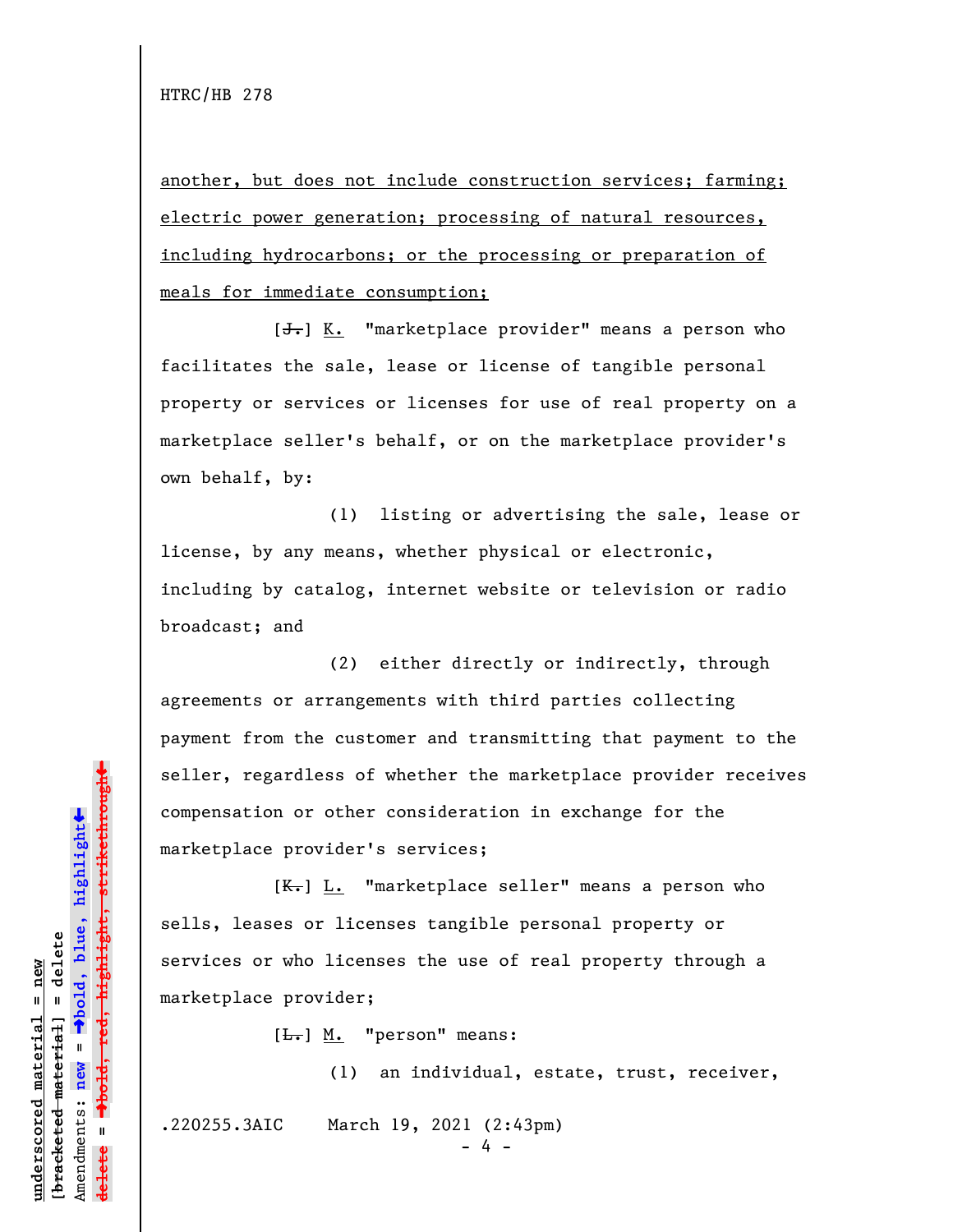another, but does not include construction services; farming; electric power generation; processing of natural resources, including hydrocarbons; or the processing or preparation of meals for immediate consumption;

[~~J.~~] K. "marketplace provider" means a person who facilitates the sale, lease or license of tangible personal property or services or licenses for use of real property on a marketplace seller's behalf, or on the marketplace provider's own behalf, by:

(1) listing or advertising the sale, lease or license, by any means, whether physical or electronic, including by catalog, internet website or television or radio broadcast; and

(2) either directly or indirectly, through agreements or arrangements with third parties collecting payment from the customer and transmitting that payment to the seller, regardless of whether the marketplace provider receives compensation or other consideration in exchange for the marketplace provider's services;

[~~K.~~] L. "marketplace seller" means a person who sells, leases or licenses tangible personal property or services or who licenses the use of real property through a marketplace provider;

[~~L.~~] M. "person" means:

(1) an individual, estate, trust, receiver,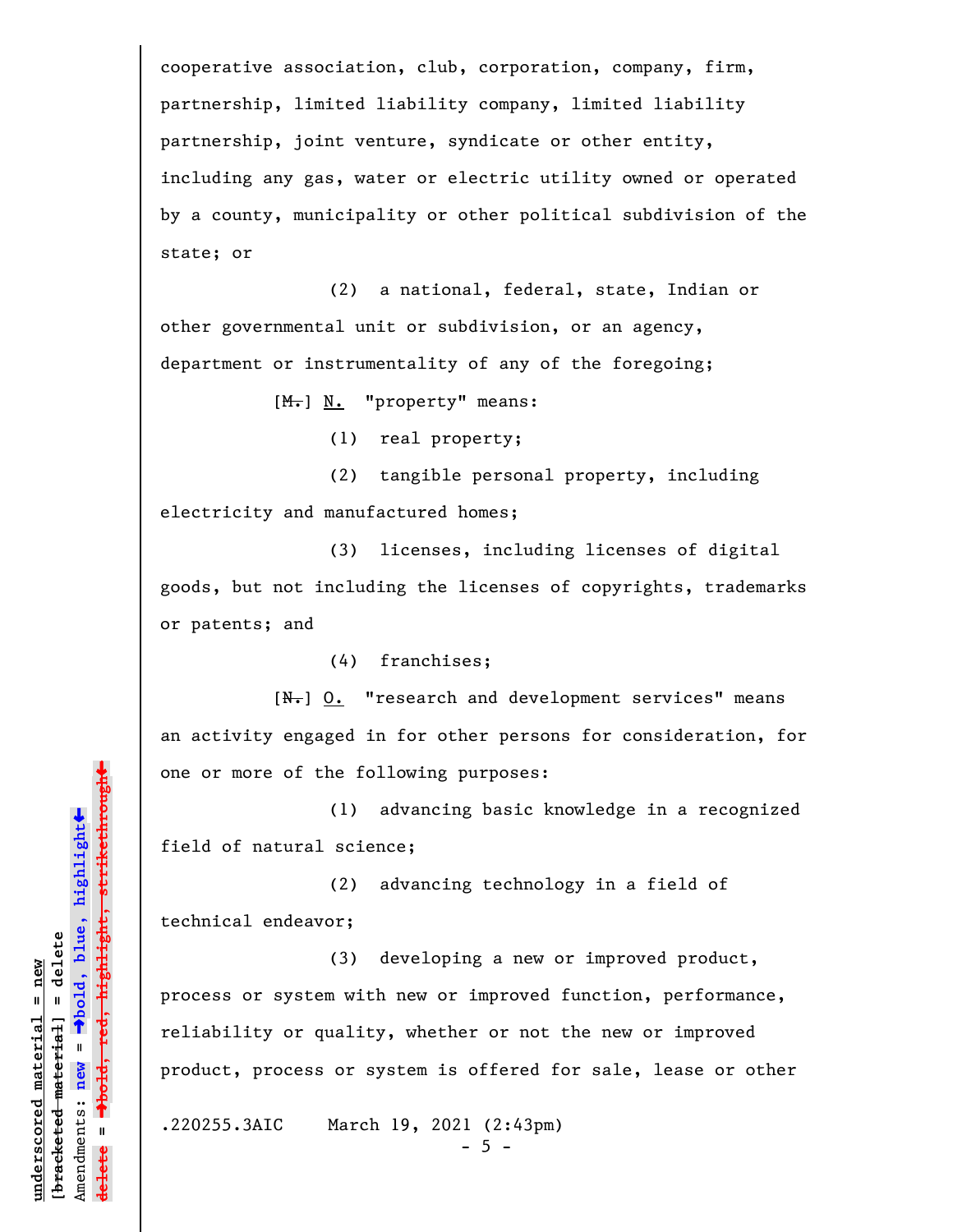cooperative association, club, corporation, company, firm, partnership, limited liability company, limited liability partnership, joint venture, syndicate or other entity, including any gas, water or electric utility owned or operated by a county, municipality or other political subdivision of the state; or

(2) a national, federal, state, Indian or other governmental unit or subdivision, or an agency, department or instrumentality of any of the foregoing;

[~~M.~~] N. "property" means:

(1) real property;

(2) tangible personal property, including electricity and manufactured homes;

(3) licenses, including licenses of digital goods, but not including the licenses of copyrights, trademarks or patents; and

(4) franchises;

[~~N.~~] O. "research and development services" means an activity engaged in for other persons for consideration, for one or more of the following purposes:

(1) advancing basic knowledge in a recognized field of natural science;

(2) advancing technology in a field of technical endeavor;

(3) developing a new or improved product, process or system with new or improved function, performance, reliability or quality, whether or not the new or improved product, process or system is offered for sale, lease or other

.220255.3AIC March 19, 2021 (2:43pm)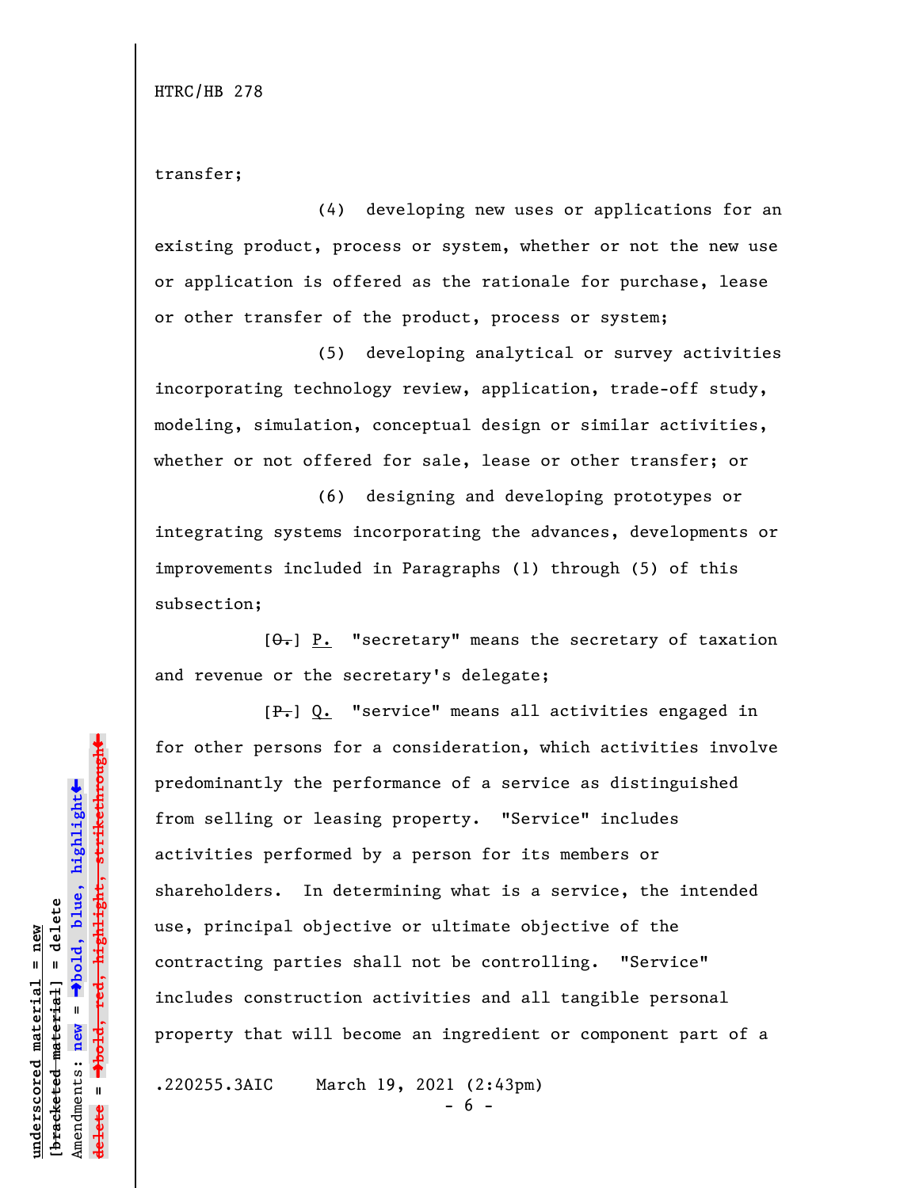transfer;

(4) developing new uses or applications for an existing product, process or system, whether or not the new use or application is offered as the rationale for purchase, lease or other transfer of the product, process or system;

(5) developing analytical or survey activities incorporating technology review, application, trade-off study, modeling, simulation, conceptual design or similar activities, whether or not offered for sale, lease or other transfer; or

(6) designing and developing prototypes or integrating systems incorporating the advances, developments or improvements included in Paragraphs (1) through (5) of this subsection;

[~~O.~~] P. "secretary" means the secretary of taxation and revenue or the secretary's delegate;

[~~P.~~] Q. "service" means all activities engaged in for other persons for a consideration, which activities involve predominantly the performance of a service as distinguished from selling or leasing property. "Service" includes activities performed by a person for its members or shareholders. In determining what is a service, the intended use, principal objective or ultimate objective of the contracting parties shall not be controlling. "Service" includes construction activities and all tangible personal property that will become an ingredient or component part of a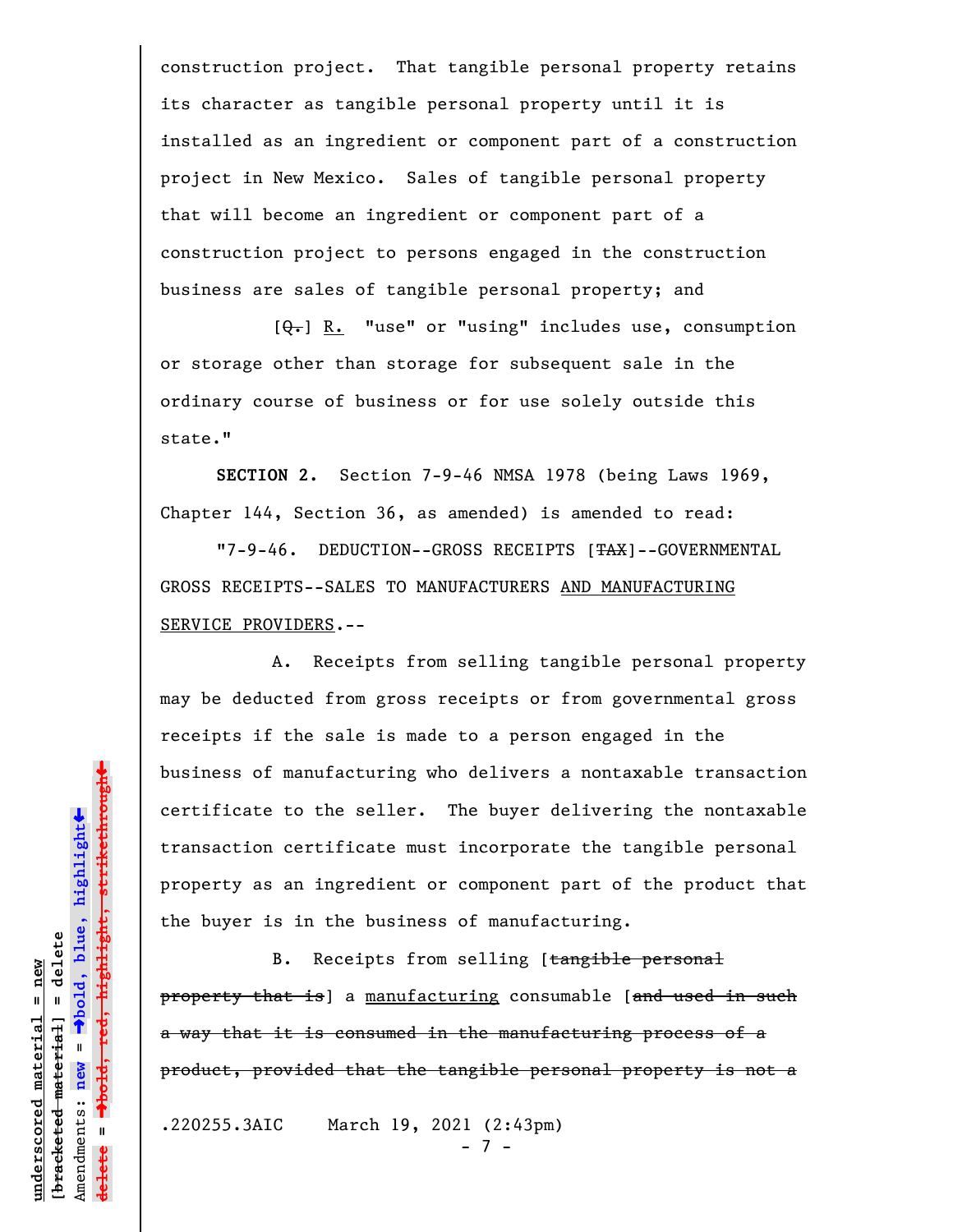construction project. That tangible personal property retains its character as tangible personal property until it is installed as an ingredient or component part of a construction project in New Mexico. Sales of tangible personal property that will become an ingredient or component part of a construction project to persons engaged in the construction business are sales of tangible personal property; and

[~~Q.~~] <u>R.</u> "use" or "using" includes use, consumption or storage other than storage for subsequent sale in the ordinary course of business or for use solely outside this state."

**SECTION 2.** Section 7-9-46 NMSA 1978 (being Laws 1969, Chapter 144, Section 36, as amended) is amended to read:

"7-9-46. DEDUCTION--GROSS RECEIPTS [~~TAX~~]--GOVERNMENTAL GROSS RECEIPTS--SALES TO MANUFACTURERS <u>AND MANUFACTURING SERVICE PROVIDERS</u>.--

A. Receipts from selling tangible personal property may be deducted from gross receipts or from governmental gross receipts if the sale is made to a person engaged in the business of manufacturing who delivers a nontaxable transaction certificate to the seller. The buyer delivering the nontaxable transaction certificate must incorporate the tangible personal property as an ingredient or component part of the product that the buyer is in the business of manufacturing.

B. Receipts from selling [~~tangible personal property that is~~] a <u>manufacturing</u> consumable [~~and used in such a way that it is consumed in the manufacturing process of a product, provided that the tangible personal property is not a~~

.220255.3AIC March 19, 2021 (2:43pm)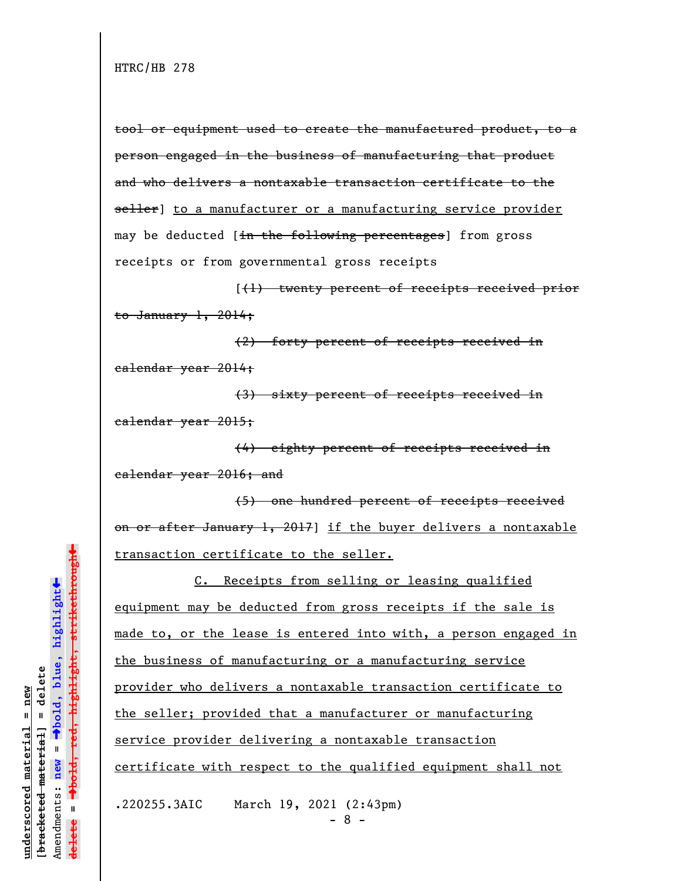~~tool or equipment used to create the manufactured product, to a person engaged in the business of manufacturing that product and who delivers a nontaxable transaction certificate to the seller~~] <u>to a manufacturer or a manufacturing service provider</u> may be deducted [~~in the following percentages~~] from gross receipts or from governmental gross receipts

[~~(1) twenty percent of receipts received prior to January 1, 2014;~~

~~(2) forty percent of receipts received in calendar year 2014;~~

~~(3) sixty percent of receipts received in calendar year 2015;~~

~~(4) eighty percent of receipts received in calendar year 2016; and~~

~~(5) one hundred percent of receipts received on or after January 1, 2017~~] <u>if the buyer delivers a nontaxable transaction certificate to the seller.</u>

<u>C. Receipts from selling or leasing qualified equipment may be deducted from gross receipts if the sale is made to, or the lease is entered into with, a person engaged in the business of manufacturing or a manufacturing service provider who delivers a nontaxable transaction certificate to the seller; provided that a manufacturer or manufacturing service provider delivering a nontaxable transaction certificate with respect to the qualified equipment shall not</u>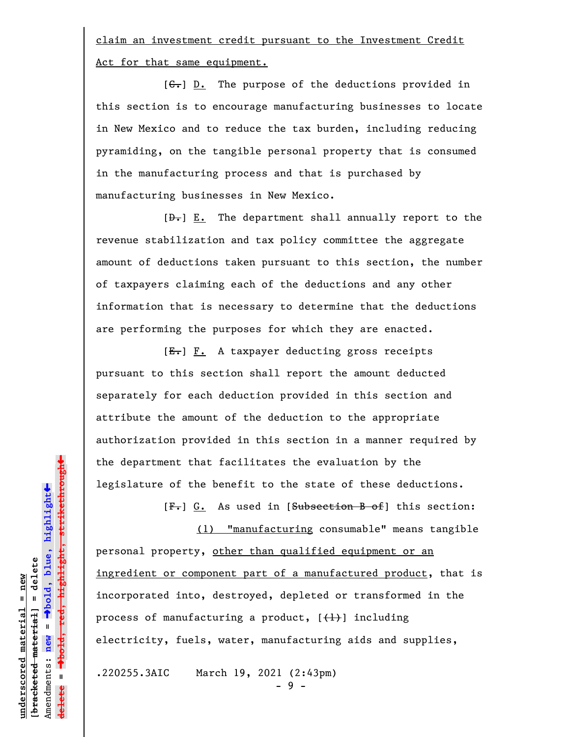claim an investment credit pursuant to the Investment Credit Act for that same equipment.

[~~C.~~] D. The purpose of the deductions provided in this section is to encourage manufacturing businesses to locate in New Mexico and to reduce the tax burden, including reducing pyramiding, on the tangible personal property that is consumed in the manufacturing process and that is purchased by manufacturing businesses in New Mexico.

[~~D.~~] E. The department shall annually report to the revenue stabilization and tax policy committee the aggregate amount of deductions taken pursuant to this section, the number of taxpayers claiming each of the deductions and any other information that is necessary to determine that the deductions are performing the purposes for which they are enacted.

[~~E.~~] F. A taxpayer deducting gross receipts pursuant to this section shall report the amount deducted separately for each deduction provided in this section and attribute the amount of the deduction to the appropriate authorization provided in this section in a manner required by the department that facilitates the evaluation by the legislature of the benefit to the state of these deductions.

[~~F.~~] G. As used in [~~Subsection B of~~] this section:

(1) "manufacturing consumable" means tangible personal property, other than qualified equipment or an ingredient or component part of a manufactured product, that is incorporated into, destroyed, depleted or transformed in the process of manufacturing a product, [~~(1)~~] including electricity, fuels, water, manufacturing aids and supplies,

.220255.3AIC March 19, 2021 (2:43pm)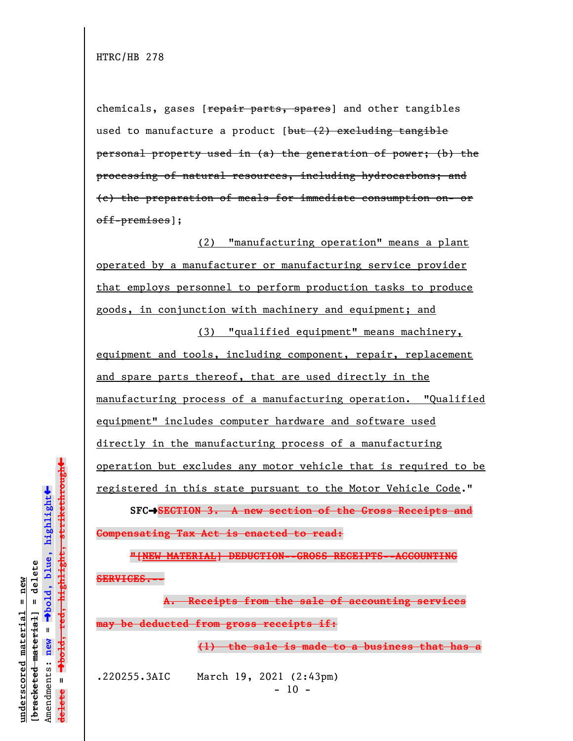chemicals, gases [~~repair parts, spares~~] and other tangibles used to manufacture a product [~~but (2) excluding tangible personal property used in (a) the generation of power; (b) the processing of natural resources, including hydrocarbons; and (c) the preparation of meals for immediate consumption on- or off-premises~~];

<u>(2) "manufacturing operation" means a plant operated by a manufacturer or manufacturing service provider that employs personnel to perform production tasks to produce goods, in conjunction with machinery and equipment; and</u>

<u>(3) "qualified equipment" means machinery, equipment and tools, including component, repair, replacement and spare parts thereof, that are used directly in the manufacturing process of a manufacturing operation. "Qualified equipment" includes computer hardware and software used directly in the manufacturing process of a manufacturing operation but excludes any motor vehicle that is required to be registered in this state pursuant to the Motor Vehicle Code</u>."

**SFC→**~~**SECTION 3. A new section of the Gross Receipts and Compensating Tax Act is enacted to read:**~~

~~**"[NEW MATERIAL] DEDUCTION--GROSS RECEIPTS--ACCOUNTING SERVICES.--**~~

~~**A. Receipts from the sale of accounting services may be deducted from gross receipts if:**~~

~~**(1) the sale is made to a business that has a**~~

.220255.3AIC March 19, 2021 (2:43pm)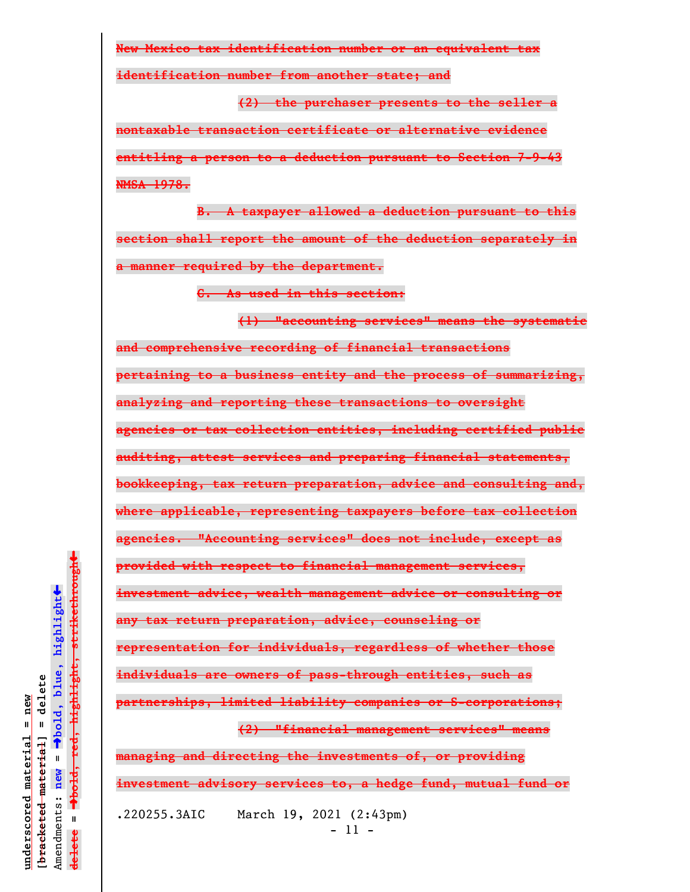~~New Mexico tax identification number or an equivalent tax identification number from another state; and~~

~~(2) the purchaser presents to the seller a nontaxable transaction certificate or alternative evidence entitling a person to a deduction pursuant to Section 7-9-43 NMSA 1978.~~

~~B. A taxpayer allowed a deduction pursuant to this section shall report the amount of the deduction separately in a manner required by the department.~~

~~C. As used in this section:~~

~~(1) "accounting services" means the systematic and comprehensive recording of financial transactions pertaining to a business entity and the process of summarizing, analyzing and reporting these transactions to oversight agencies or tax collection entities, including certified public auditing, attest services and preparing financial statements, bookkeeping, tax return preparation, advice and consulting and, where applicable, representing taxpayers before tax collection agencies. "Accounting services" does not include, except as provided with respect to financial management services, investment advice, wealth management advice or consulting or any tax return preparation, advice, counseling or representation for individuals, regardless of whether those individuals are owners of pass-through entities, such as partnerships, limited liability companies or S-corporations;~~

~~(2) "financial management services" means managing and directing the investments of, or providing investment advisory services to, a hedge fund, mutual fund or~~

.220255.3AIC March 19, 2021 (2:43pm)

underscored material = new
[~~bracketed material~~] = delete
Amendments: **new** = ➔**bold, blue, highlight**⬅
~~delete~~ = ➔~~bold, red, highlight, strikethrough~~⬅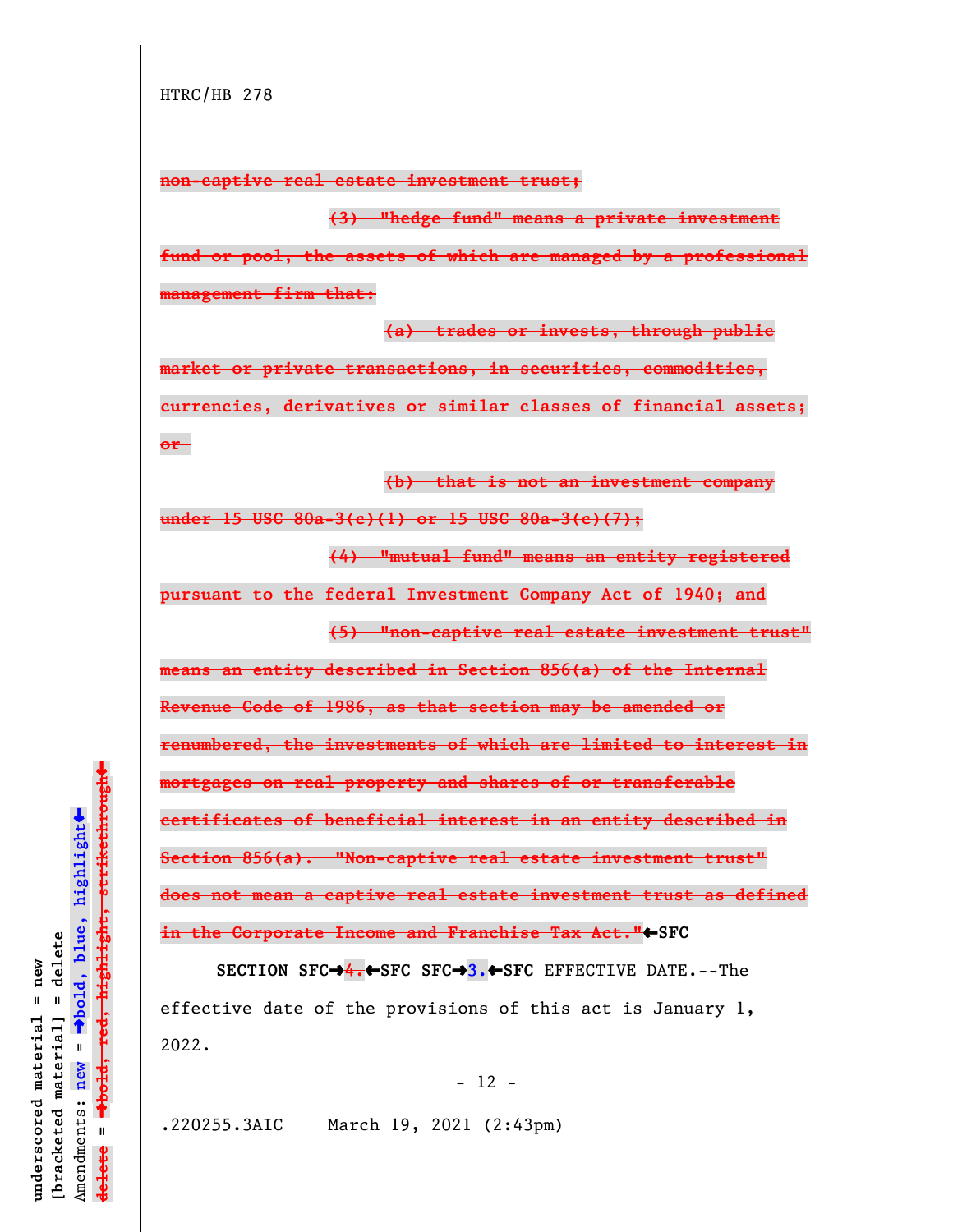~~non-captive real estate investment trust;~~

~~(3) "hedge fund" means a private investment fund or pool, the assets of which are managed by a professional management firm that:~~

~~(a) trades or invests, through public market or private transactions, in securities, commodities, currencies, derivatives or similar classes of financial assets; or~~

~~(b) that is not an investment company under 15 USC 80a-3(c)(1) or 15 USC 80a-3(c)(7);~~

~~(4) "mutual fund" means an entity registered pursuant to the federal Investment Company Act of 1940; and~~

~~(5) "non-captive real estate investment trust" means an entity described in Section 856(a) of the Internal Revenue Code of 1986, as that section may be amended or renumbered, the investments of which are limited to interest in mortgages on real property and shares of or transferable certificates of beneficial interest in an entity described in Section 856(a). "Non-captive real estate investment trust" does not mean a captive real estate investment trust as defined in the Corporate Income and Franchise Tax Act."~~←SFC

**SECTION** SFC→~~4.~~←SFC SFC→**3.**←SFC EFFECTIVE DATE.--The effective date of the provisions of this act is January 1, 2022.

.220255.3AIC March 19, 2021 (2:43pm)